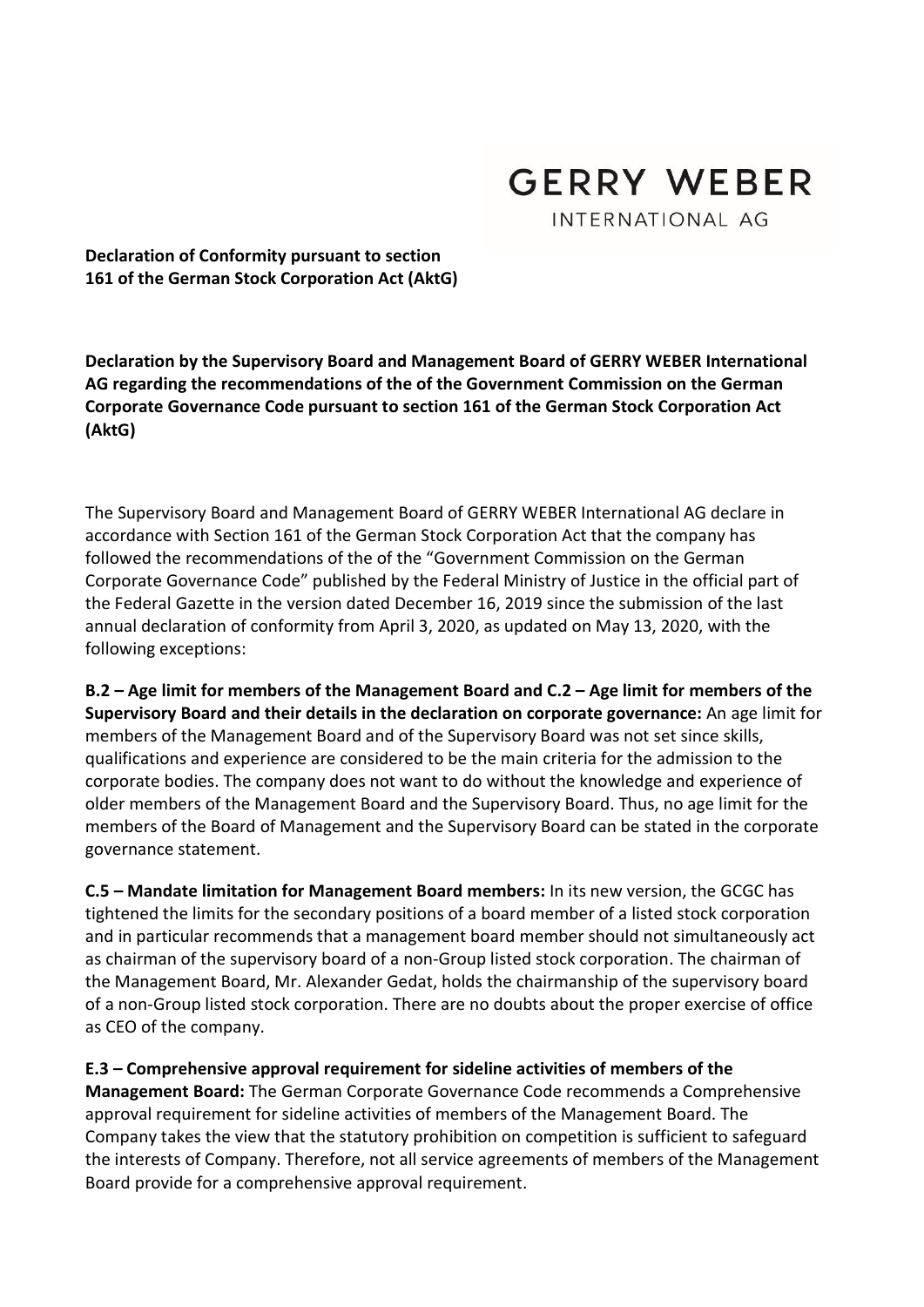GERRY WEBER

INTERNATIONAL AG

**Declaration of Conformity pursuant to section 161 of the German Stock Corporation Act (AktG)**

**Declaration by the Supervisory Board and Management Board of GERRY WEBER International AG regarding the recommendations of the of the Government Commission on the German Corporate Governance Code pursuant to section 161 of the German Stock Corporation Act (AktG)**

The Supervisory Board and Management Board of GERRY WEBER International AG declare in accordance with Section 161 of the German Stock Corporation Act that the company has followed the recommendations of the of the "Government Commission on the German Corporate Governance Code" published by the Federal Ministry of Justice in the official part of the Federal Gazette in the version dated December 16, 2019 since the submission of the last annual declaration of conformity from April 3, 2020, as updated on May 13, 2020, with the following exceptions:

**B.2 – Age limit for members of the Management Board and C.2 – Age limit for members of the Supervisory Board and their details in the declaration on corporate governance:** An age limit for members of the Management Board and of the Supervisory Board was not set since skills, qualifications and experience are considered to be the main criteria for the admission to the corporate bodies. The company does not want to do without the knowledge and experience of older members of the Management Board and the Supervisory Board. Thus, no age limit for the members of the Board of Management and the Supervisory Board can be stated in the corporate governance statement.

**C.5 – Mandate limitation for Management Board members:** In its new version, the GCGC has tightened the limits for the secondary positions of a board member of a listed stock corporation and in particular recommends that a management board member should not simultaneously act as chairman of the supervisory board of a non-Group listed stock corporation. The chairman of the Management Board, Mr. Alexander Gedat, holds the chairmanship of the supervisory board of a non-Group listed stock corporation. There are no doubts about the proper exercise of office as CEO of the company.

**E.3 – Comprehensive approval requirement for sideline activities of members of the Management Board:** The German Corporate Governance Code recommends a Comprehensive approval requirement for sideline activities of members of the Management Board. The Company takes the view that the statutory prohibition on competition is sufficient to safeguard the interests of Company. Therefore, not all service agreements of members of the Management Board provide for a comprehensive approval requirement.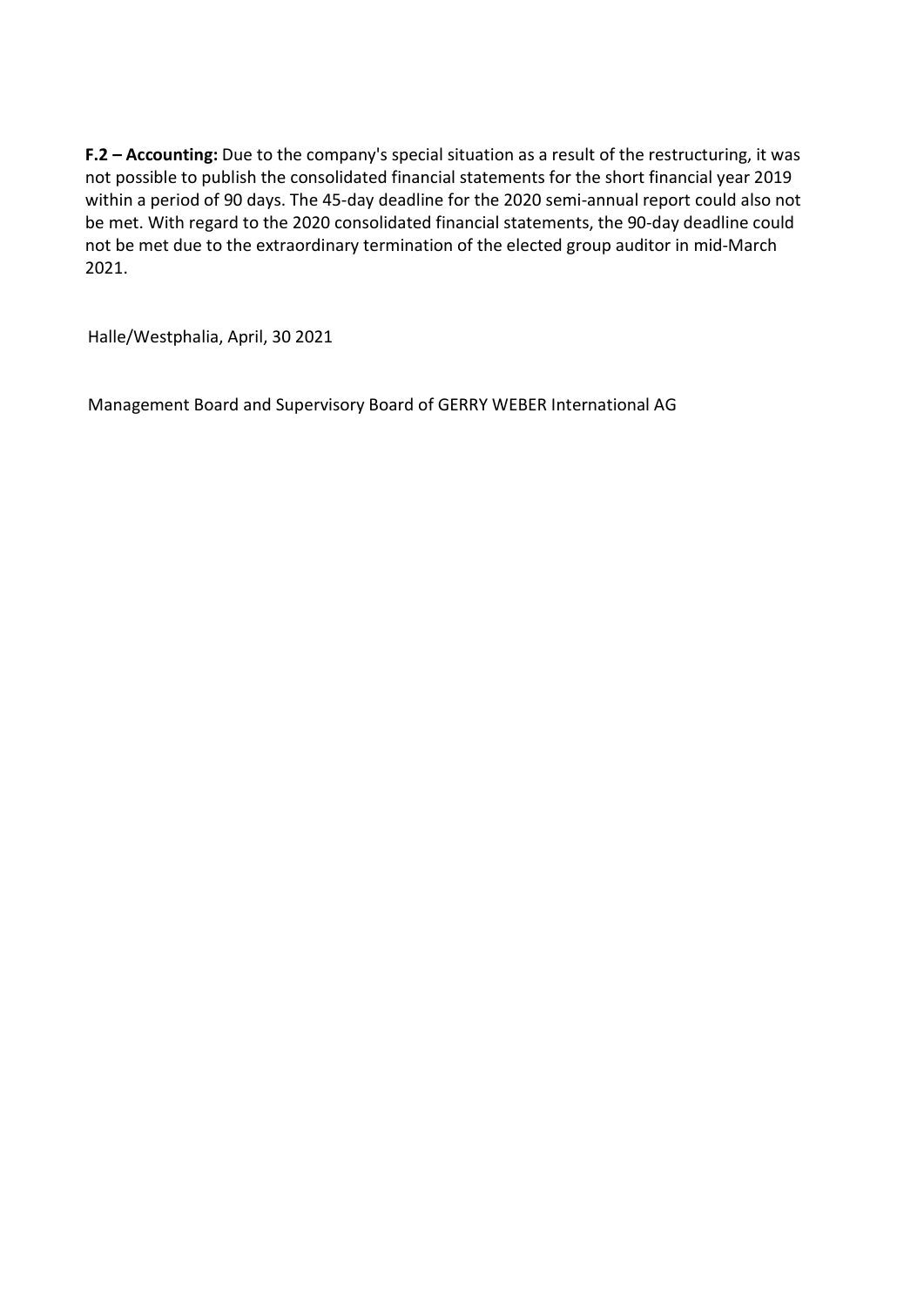**F.2 – Accounting:** Due to the company's special situation as a result of the restructuring, it was not possible to publish the consolidated financial statements for the short financial year 2019 within a period of 90 days. The 45-day deadline for the 2020 semi-annual report could also not be met. With regard to the 2020 consolidated financial statements, the 90-day deadline could not be met due to the extraordinary termination of the elected group auditor in mid-March 2021.

Halle/Westphalia, April, 30 2021

Management Board and Supervisory Board of GERRY WEBER International AG